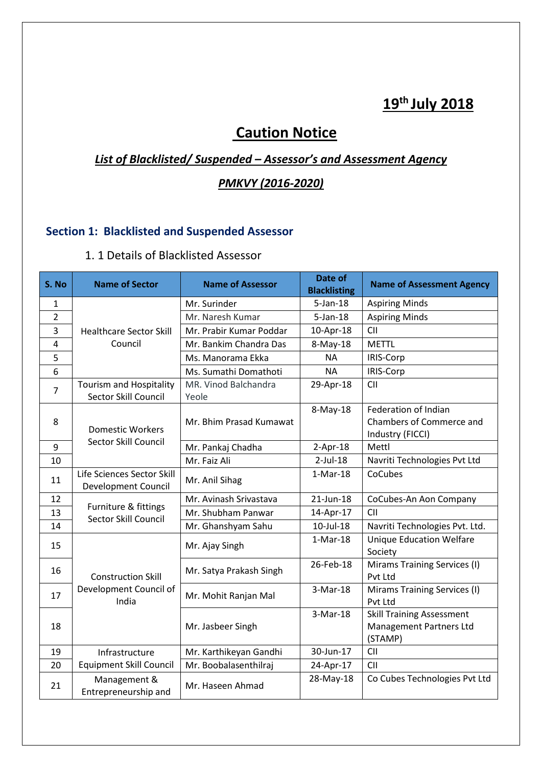**19th July 2018**

# Caution Notice

## *List of Blacklisted/ Suspended – Assessor's and Assessment Agency*

## *PMKVY (2016-2020)*

### Section 1: Blacklisted and Suspended Assessor

1. 1 Details of Blacklisted Assessor

| S. No | Name of Sector | Name of Assessor | Date of Blacklisting | Name of Assessment Agency |
|---|---|---|---|---|
| 1 | Healthcare Sector Skill Council | Mr. Surinder | 5-Jan-18 | Aspiring Minds |
| 2 | | Mr. Naresh Kumar | 5-Jan-18 | Aspiring Minds |
| 3 | | Mr. Prabir Kumar Poddar | 10-Apr-18 | CII |
| 4 | | Mr. Bankim Chandra Das | 8-May-18 | METTL |
| 5 | | Ms. Manorama Ekka | NA | IRIS-Corp |
| 6 | | Ms. Sumathi Domathoti | NA | IRIS-Corp |
| 7 | Tourism and Hospitality Sector Skill Council | MR. Vinod Balchandra Yeole | 29-Apr-18 | CII |
| 8 | Domestic Workers Sector Skill Council | Mr. Bhim Prasad Kumawat | 8-May-18 | Federation of Indian Chambers of Commerce and Industry (FICCI) |
| 9 | | Mr. Pankaj Chadha | 2-Apr-18 | Mettl |
| 10 | | Mr. Faiz Ali | 2-Jul-18 | Navriti Technologies Pvt Ltd |
| 11 | Life Sciences Sector Skill Development Council | Mr. Anil Sihag | 1-Mar-18 | CoCubes |
| 12 | Furniture & fittings Sector Skill Council | Mr. Avinash Srivastava | 21-Jun-18 | CoCubes-An Aon Company |
| 13 | | Mr. Shubham Panwar | 14-Apr-17 | CII |
| 14 | | Mr. Ghanshyam Sahu | 10-Jul-18 | Navriti Technologies Pvt. Ltd. |
| 15 | Construction Skill Development Council of India | Mr. Ajay Singh | 1-Mar-18 | Unique Education Welfare Society |
| 16 | | Mr. Satya Prakash Singh | 26-Feb-18 | Mirams Training Services (I) Pvt Ltd |
| 17 | | Mr. Mohit Ranjan Mal | 3-Mar-18 | Mirams Training Services (I) Pvt Ltd |
| 18 | | Mr. Jasbeer Singh | 3-Mar-18 | Skill Training Assessment Management Partners Ltd (STAMP) |
| 19 | Infrastructure Equipment Skill Council | Mr. Karthikeyan Gandhi | 30-Jun-17 | CII |
| 20 | | Mr. Boobalasenthilraj | 24-Apr-17 | CII |
| 21 | Management & Entrepreneurship and | Mr. Haseen Ahmad | 28-May-18 | Co Cubes Technologies Pvt Ltd |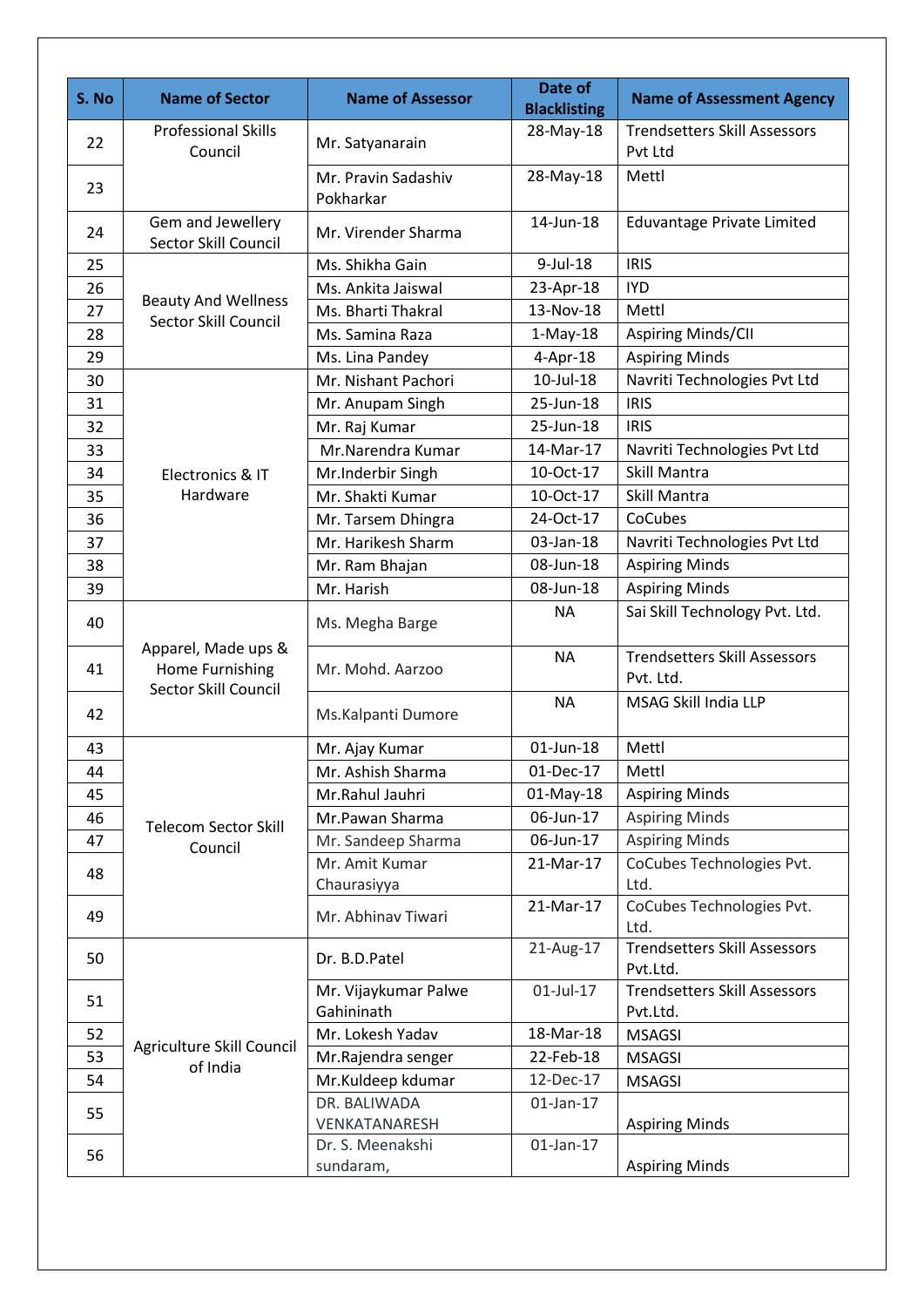| S. No | Name of Sector | Name of Assessor | Date of Blacklisting | Name of Assessment Agency |
|---|---|---|---|---|
| 22 | Professional Skills Council | Mr. Satyanarain | 28-May-18 | Trendsetters Skill Assessors Pvt Ltd |
| 23 | | Mr. Pravin Sadashiv Pokharkar | 28-May-18 | Mettl |
| 24 | Gem and Jewellery Sector Skill Council | Mr. Virender Sharma | 14-Jun-18 | Eduvantage Private Limited |
| 25 | Beauty And Wellness Sector Skill Council | Ms. Shikha Gain | 9-Jul-18 | IRIS |
| 26 | | Ms. Ankita Jaiswal | 23-Apr-18 | IYD |
| 27 | | Ms. Bharti Thakral | 13-Nov-18 | Mettl |
| 28 | | Ms. Samina Raza | 1-May-18 | Aspiring Minds/CII |
| 29 | | Ms. Lina Pandey | 4-Apr-18 | Aspiring Minds |
| 30 | Electronics & IT Hardware | Mr. Nishant Pachori | 10-Jul-18 | Navriti Technologies Pvt Ltd |
| 31 | | Mr. Anupam Singh | 25-Jun-18 | IRIS |
| 32 | | Mr. Raj Kumar | 25-Jun-18 | IRIS |
| 33 | | Mr.Narendra Kumar | 14-Mar-17 | Navriti Technologies Pvt Ltd |
| 34 | | Mr.Inderbir Singh | 10-Oct-17 | Skill Mantra |
| 35 | | Mr. Shakti Kumar | 10-Oct-17 | Skill Mantra |
| 36 | | Mr. Tarsem Dhingra | 24-Oct-17 | CoCubes |
| 37 | | Mr. Harikesh Sharm | 03-Jan-18 | Navriti Technologies Pvt Ltd |
| 38 | | Mr. Ram Bhajan | 08-Jun-18 | Aspiring Minds |
| 39 | | Mr. Harish | 08-Jun-18 | Aspiring Minds |
| 40 | Apparel, Made ups & Home Furnishing Sector Skill Council | Ms. Megha Barge | NA | Sai Skill Technology Pvt. Ltd. |
| 41 | | Mr. Mohd. Aarzoo | NA | Trendsetters Skill Assessors Pvt. Ltd. |
| 42 | | Ms.Kalpanti Dumore | NA | MSAG Skill India LLP |
| 43 | Telecom Sector Skill Council | Mr. Ajay Kumar | 01-Jun-18 | Mettl |
| 44 | | Mr. Ashish Sharma | 01-Dec-17 | Mettl |
| 45 | | Mr.Rahul Jauhri | 01-May-18 | Aspiring Minds |
| 46 | | Mr.Pawan Sharma | 06-Jun-17 | Aspiring Minds |
| 47 | | Mr. Sandeep Sharma | 06-Jun-17 | Aspiring Minds |
| 48 | | Mr. Amit Kumar Chaurasiyya | 21-Mar-17 | CoCubes Technologies Pvt. Ltd. |
| 49 | | Mr. Abhinav Tiwari | 21-Mar-17 | CoCubes Technologies Pvt. Ltd. |
| 50 | Agriculture Skill Council of India | Dr. B.D.Patel | 21-Aug-17 | Trendsetters Skill Assessors Pvt.Ltd. |
| 51 | | Mr. Vijaykumar Palwe Gahininath | 01-Jul-17 | Trendsetters Skill Assessors Pvt.Ltd. |
| 52 | | Mr. Lokesh Yadav | 18-Mar-18 | MSAGSI |
| 53 | | Mr.Rajendra senger | 22-Feb-18 | MSAGSI |
| 54 | | Mr.Kuldeep kdumar | 12-Dec-17 | MSAGSI |
| 55 | | DR. BALIWADA VENKATANARESH | 01-Jan-17 | Aspiring Minds |
| 56 | | Dr. S. Meenakshi sundaram, | 01-Jan-17 | Aspiring Minds |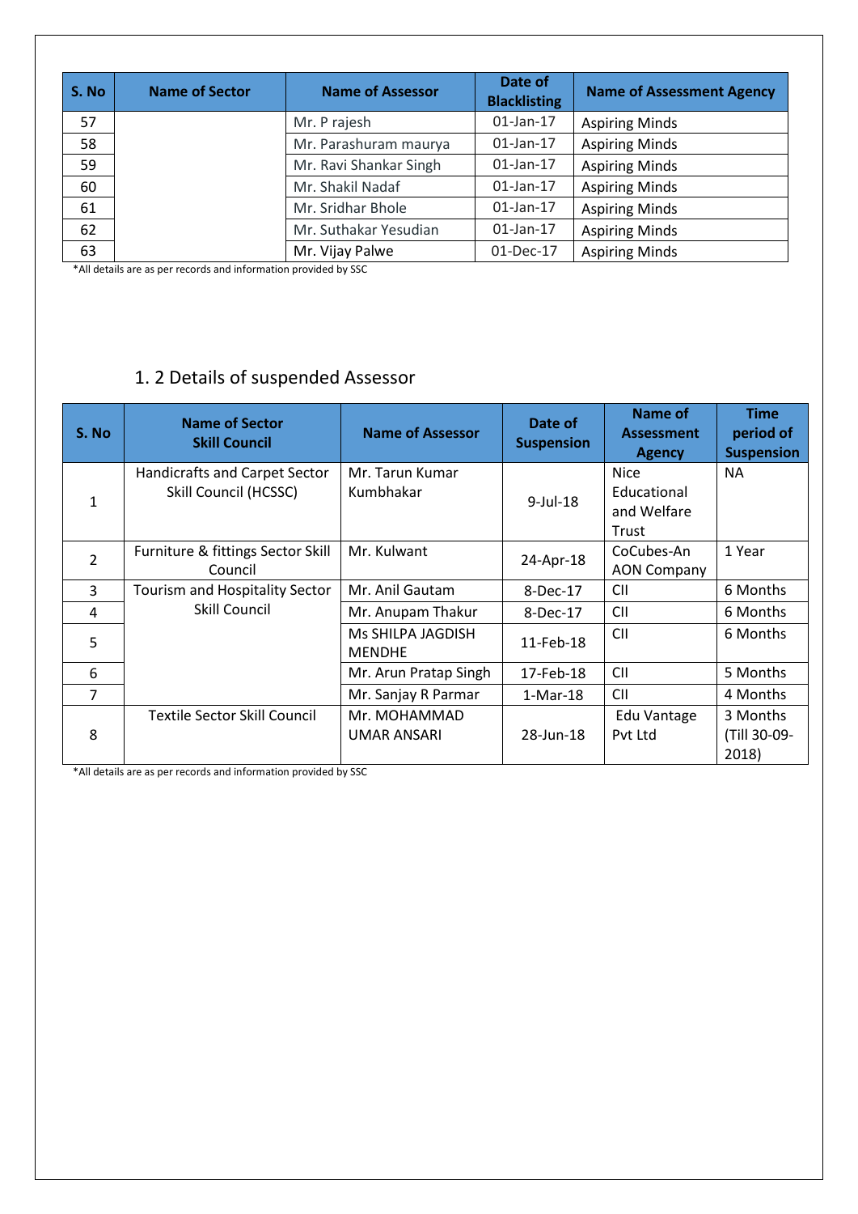| S. No | Name of Sector | Name of Assessor | Date of Blacklisting | Name of Assessment Agency |
|---|---|---|---|---|
| 57 | | Mr. P rajesh | 01-Jan-17 | Aspiring Minds |
| 58 | | Mr. Parashuram maurya | 01-Jan-17 | Aspiring Minds |
| 59 | | Mr. Ravi Shankar Singh | 01-Jan-17 | Aspiring Minds |
| 60 | | Mr. Shakil Nadaf | 01-Jan-17 | Aspiring Minds |
| 61 | | Mr. Sridhar Bhole | 01-Jan-17 | Aspiring Minds |
| 62 | | Mr. Suthakar Yesudian | 01-Jan-17 | Aspiring Minds |
| 63 | | Mr. Vijay Palwe | 01-Dec-17 | Aspiring Minds |

*All details are as per records and information provided by SSC

## 1. 2 Details of suspended Assessor

| S. No | Name of Sector Skill Council | Name of Assessor | Date of Suspension | Name of Assessment Agency | Time period of Suspension |
|---|---|---|---|---|---|
| 1 | Handicrafts and Carpet Sector Skill Council (HCSSC) | Mr. Tarun Kumar Kumbhakar | 9-Jul-18 | Nice Educational and Welfare Trust | NA |
| 2 | Furniture & fittings Sector Skill Council | Mr. Kulwant | 24-Apr-18 | CoCubes-An AON Company | 1 Year |
| 3 | Tourism and Hospitality Sector Skill Council | Mr. Anil Gautam | 8-Dec-17 | CII | 6 Months |
| 4 | | Mr. Anupam Thakur | 8-Dec-17 | CII | 6 Months |
| 5 | | Ms SHILPA JAGDISH MENDHE | 11-Feb-18 | CII | 6 Months |
| 6 | | Mr. Arun Pratap Singh | 17-Feb-18 | CII | 5 Months |
| 7 | | Mr. Sanjay R Parmar | 1-Mar-18 | CII | 4 Months |
| 8 | Textile Sector Skill Council | Mr. MOHAMMAD UMAR ANSARI | 28-Jun-18 | Edu Vantage Pvt Ltd | 3 Months (Till 30-09-2018) |

*All details are as per records and information provided by SSC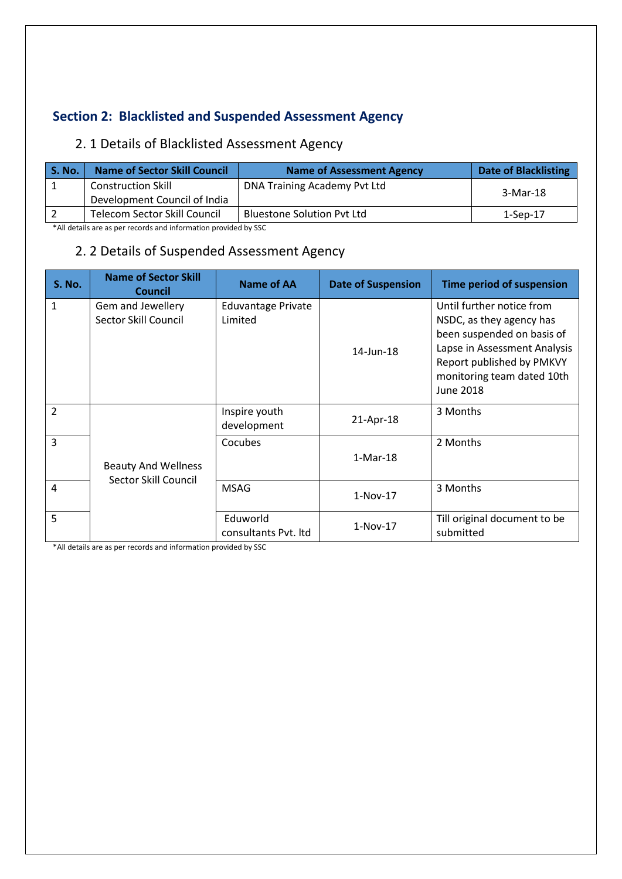## Section 2: Blacklisted and Suspended Assessment Agency

### 2. 1 Details of Blacklisted Assessment Agency

| S. No. | Name of Sector Skill Council | Name of Assessment Agency | Date of Blacklisting |
|---|---|---|---|
| 1 | Construction Skill Development Council of India | DNA Training Academy Pvt Ltd | 3-Mar-18 |
| 2 | Telecom Sector Skill Council | Bluestone Solution Pvt Ltd | 1-Sep-17 |

*All details are as per records and information provided by SSC

### 2. 2 Details of Suspended Assessment Agency

| S. No. | Name of Sector Skill Council | Name of AA | Date of Suspension | Time period of suspension |
|---|---|---|---|---|
| 1 | Gem and Jewellery Sector Skill Council | Eduvantage Private Limited | 14-Jun-18 | Until further notice from NSDC, as they agency has been suspended on basis of Lapse in Assessment Analysis Report published by PMKVY monitoring team dated 10th June 2018 |
| 2 | Beauty And Wellness Sector Skill Council | Inspire youth development | 21-Apr-18 | 3 Months |
| 3 | | Cocubes | 1-Mar-18 | 2 Months |
| 4 | | MSAG | 1-Nov-17 | 3 Months |
| 5 | | Eduworld consultants Pvt. ltd | 1-Nov-17 | Till original document to be submitted |

*All details are as per records and information provided by SSC